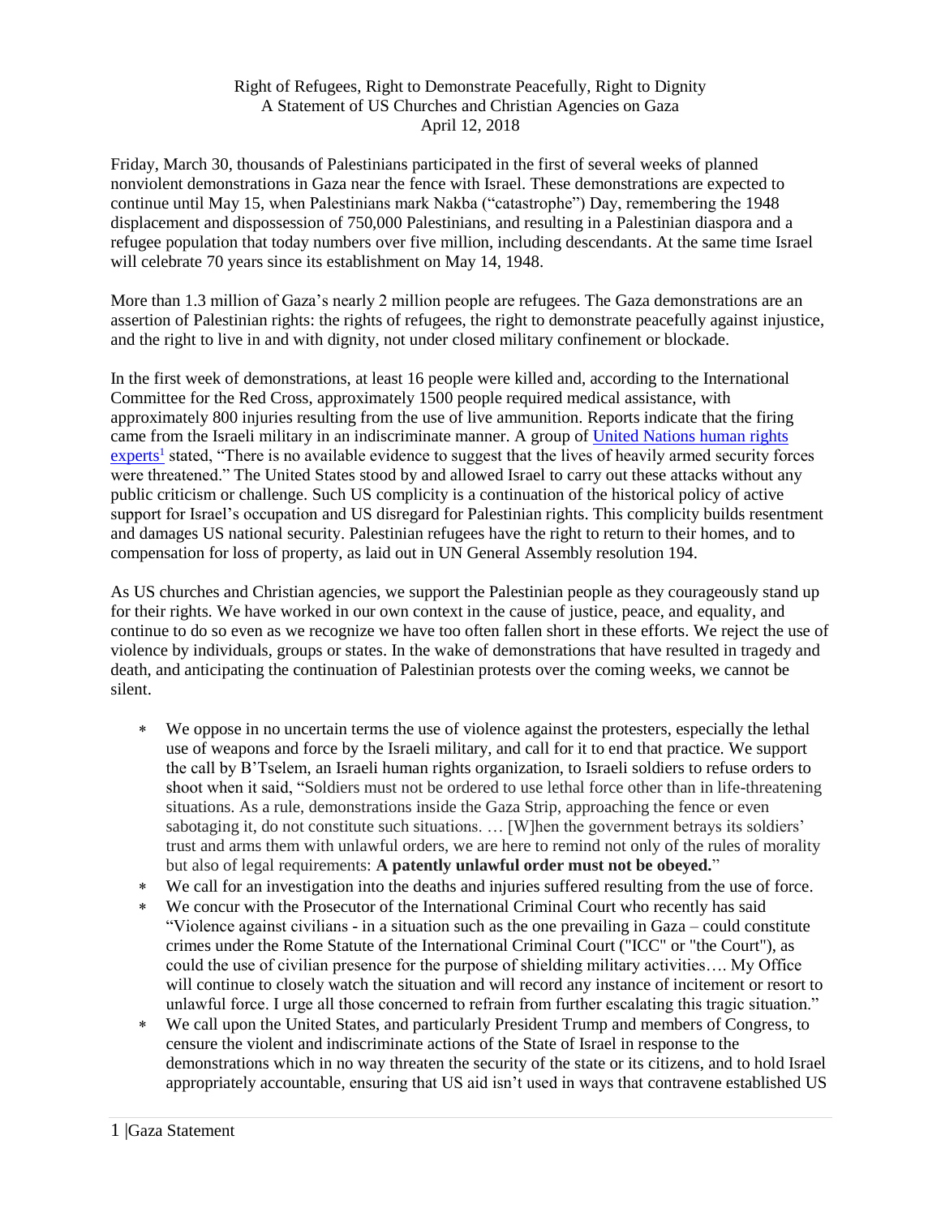Right of Refugees, Right to Demonstrate Peacefully, Right to Dignity
A Statement of US Churches and Christian Agencies on Gaza
April 12, 2018

Friday, March 30, thousands of Palestinians participated in the first of several weeks of planned nonviolent demonstrations in Gaza near the fence with Israel. These demonstrations are expected to continue until May 15, when Palestinians mark Nakba ("catastrophe") Day, remembering the 1948 displacement and dispossession of 750,000 Palestinians, and resulting in a Palestinian diaspora and a refugee population that today numbers over five million, including descendants. At the same time Israel will celebrate 70 years since its establishment on May 14, 1948.

More than 1.3 million of Gaza's nearly 2 million people are refugees. The Gaza demonstrations are an assertion of Palestinian rights: the rights of refugees, the right to demonstrate peacefully against injustice, and the right to live in and with dignity, not under closed military confinement or blockade.

In the first week of demonstrations, at least 16 people were killed and, according to the International Committee for the Red Cross, approximately 1500 people required medical assistance, with approximately 800 injuries resulting from the use of live ammunition. Reports indicate that the firing came from the Israeli military in an indiscriminate manner. A group of United Nations human rights experts[1] stated, "There is no available evidence to suggest that the lives of heavily armed security forces were threatened." The United States stood by and allowed Israel to carry out these attacks without any public criticism or challenge. Such US complicity is a continuation of the historical policy of active support for Israel's occupation and US disregard for Palestinian rights. This complicity builds resentment and damages US national security. Palestinian refugees have the right to return to their homes, and to compensation for loss of property, as laid out in UN General Assembly resolution 194.

As US churches and Christian agencies, we support the Palestinian people as they courageously stand up for their rights. We have worked in our own context in the cause of justice, peace, and equality, and continue to do so even as we recognize we have too often fallen short in these efforts. We reject the use of violence by individuals, groups or states. In the wake of demonstrations that have resulted in tragedy and death, and anticipating the continuation of Palestinian protests over the coming weeks, we cannot be silent.

- We oppose in no uncertain terms the use of violence against the protesters, especially the lethal use of weapons and force by the Israeli military, and call for it to end that practice. We support the call by B'Tselem, an Israeli human rights organization, to Israeli soldiers to refuse orders to shoot when it said, "Soldiers must not be ordered to use lethal force other than in life-threatening situations. As a rule, demonstrations inside the Gaza Strip, approaching the fence or even sabotaging it, do not constitute such situations. … [W]hen the government betrays its soldiers' trust and arms them with unlawful orders, we are here to remind not only of the rules of morality but also of legal requirements: **A patently unlawful order must not be obeyed.**"
- We call for an investigation into the deaths and injuries suffered resulting from the use of force.
- We concur with the Prosecutor of the International Criminal Court who recently has said "Violence against civilians - in a situation such as the one prevailing in Gaza – could constitute crimes under the Rome Statute of the International Criminal Court ("ICC" or "the Court"), as could the use of civilian presence for the purpose of shielding military activities…. My Office will continue to closely watch the situation and will record any instance of incitement or resort to unlawful force. I urge all those concerned to refrain from further escalating this tragic situation."
- We call upon the United States, and particularly President Trump and members of Congress, to censure the violent and indiscriminate actions of the State of Israel in response to the demonstrations which in no way threaten the security of the state or its citizens, and to hold Israel appropriately accountable, ensuring that US aid isn't used in ways that contravene established US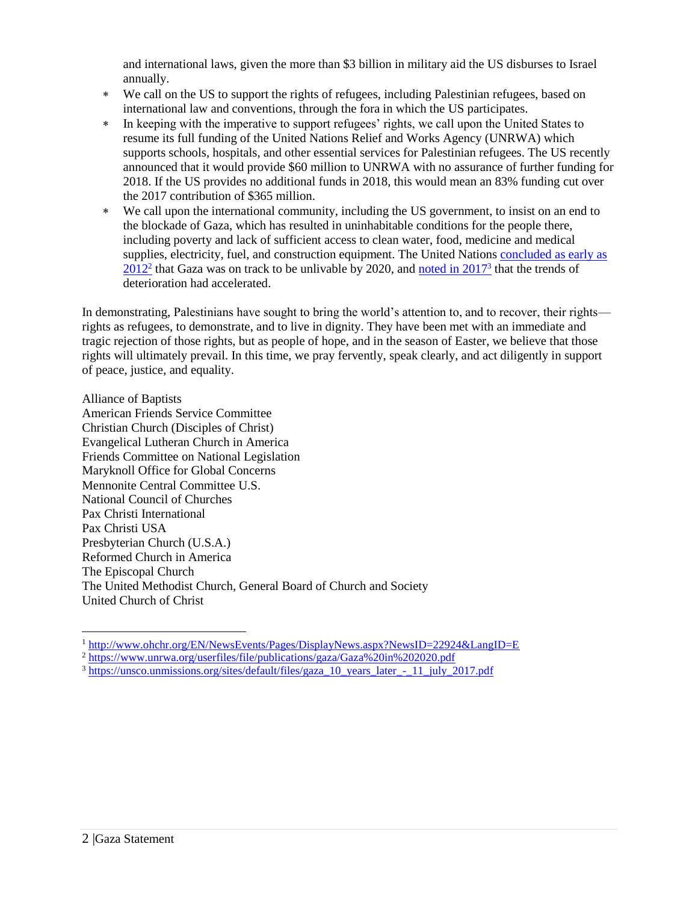and international laws, given the more than $3 billion in military aid the US disburses to Israel annually.

* We call on the US to support the rights of refugees, including Palestinian refugees, based on international law and conventions, through the fora in which the US participates.
* In keeping with the imperative to support refugees' rights, we call upon the United States to resume its full funding of the United Nations Relief and Works Agency (UNRWA) which supports schools, hospitals, and other essential services for Palestinian refugees. The US recently announced that it would provide $60 million to UNRWA with no assurance of further funding for 2018. If the US provides no additional funds in 2018, this would mean an 83% funding cut over the 2017 contribution of $365 million.
* We call upon the international community, including the US government, to insist on an end to the blockade of Gaza, which has resulted in uninhabitable conditions for the people there, including poverty and lack of sufficient access to clean water, food, medicine and medical supplies, electricity, fuel, and construction equipment. The United Nations concluded as early as 2012[2] that Gaza was on track to be unlivable by 2020, and noted in 2017[3] that the trends of deterioration had accelerated.

In demonstrating, Palestinians have sought to bring the world's attention to, and to recover, their rights—rights as refugees, to demonstrate, and to live in dignity. They have been met with an immediate and tragic rejection of those rights, but as people of hope, and in the season of Easter, we believe that those rights will ultimately prevail. In this time, we pray fervently, speak clearly, and act diligently in support of peace, justice, and equality.

Alliance of Baptists
American Friends Service Committee
Christian Church (Disciples of Christ)
Evangelical Lutheran Church in America
Friends Committee on National Legislation
Maryknoll Office for Global Concerns
Mennonite Central Committee U.S.
National Council of Churches
Pax Christi International
Pax Christi USA
Presbyterian Church (U.S.A.)
Reformed Church in America
The Episcopal Church
The United Methodist Church, General Board of Church and Society
United Church of Christ

---

[1] http://www.ohchr.org/EN/NewsEvents/Pages/DisplayNews.aspx?NewsID=22924&LangID=E

[2] https://www.unrwa.org/userfiles/file/publications/gaza/Gaza%20in%202020.pdf

[3] https://unsco.unmissions.org/sites/default/files/gaza_10_years_later_-_11_july_2017.pdf